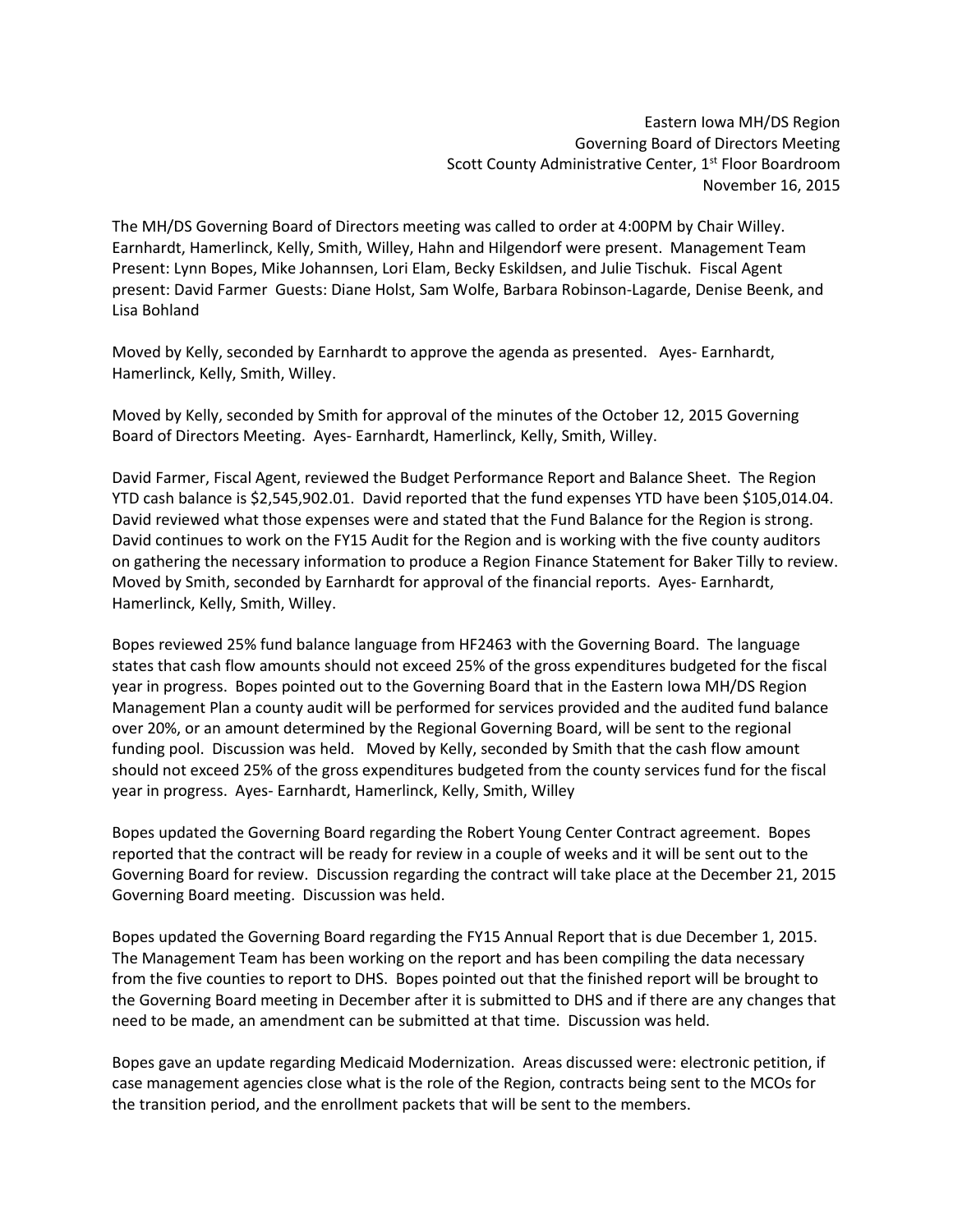Eastern Iowa MH/DS Region
Governing Board of Directors Meeting
Scott County Administrative Center, 1st Floor Boardroom
November 16, 2015

The MH/DS Governing Board of Directors meeting was called to order at 4:00PM by Chair Willey. Earnhardt, Hamerlinck, Kelly, Smith, Willey, Hahn and Hilgendorf were present. Management Team Present: Lynn Bopes, Mike Johannsen, Lori Elam, Becky Eskildsen, and Julie Tischuk. Fiscal Agent present: David Farmer Guests: Diane Holst, Sam Wolfe, Barbara Robinson-Lagarde, Denise Beenk, and Lisa Bohland

Moved by Kelly, seconded by Earnhardt to approve the agenda as presented. Ayes- Earnhardt, Hamerlinck, Kelly, Smith, Willey.

Moved by Kelly, seconded by Smith for approval of the minutes of the October 12, 2015 Governing Board of Directors Meeting. Ayes- Earnhardt, Hamerlinck, Kelly, Smith, Willey.

David Farmer, Fiscal Agent, reviewed the Budget Performance Report and Balance Sheet. The Region YTD cash balance is $2,545,902.01. David reported that the fund expenses YTD have been $105,014.04. David reviewed what those expenses were and stated that the Fund Balance for the Region is strong. David continues to work on the FY15 Audit for the Region and is working with the five county auditors on gathering the necessary information to produce a Region Finance Statement for Baker Tilly to review. Moved by Smith, seconded by Earnhardt for approval of the financial reports. Ayes- Earnhardt, Hamerlinck, Kelly, Smith, Willey.

Bopes reviewed 25% fund balance language from HF2463 with the Governing Board. The language states that cash flow amounts should not exceed 25% of the gross expenditures budgeted for the fiscal year in progress. Bopes pointed out to the Governing Board that in the Eastern Iowa MH/DS Region Management Plan a county audit will be performed for services provided and the audited fund balance over 20%, or an amount determined by the Regional Governing Board, will be sent to the regional funding pool. Discussion was held. Moved by Kelly, seconded by Smith that the cash flow amount should not exceed 25% of the gross expenditures budgeted from the county services fund for the fiscal year in progress. Ayes- Earnhardt, Hamerlinck, Kelly, Smith, Willey

Bopes updated the Governing Board regarding the Robert Young Center Contract agreement. Bopes reported that the contract will be ready for review in a couple of weeks and it will be sent out to the Governing Board for review. Discussion regarding the contract will take place at the December 21, 2015 Governing Board meeting. Discussion was held.

Bopes updated the Governing Board regarding the FY15 Annual Report that is due December 1, 2015. The Management Team has been working on the report and has been compiling the data necessary from the five counties to report to DHS. Bopes pointed out that the finished report will be brought to the Governing Board meeting in December after it is submitted to DHS and if there are any changes that need to be made, an amendment can be submitted at that time. Discussion was held.

Bopes gave an update regarding Medicaid Modernization. Areas discussed were: electronic petition, if case management agencies close what is the role of the Region, contracts being sent to the MCOs for the transition period, and the enrollment packets that will be sent to the members.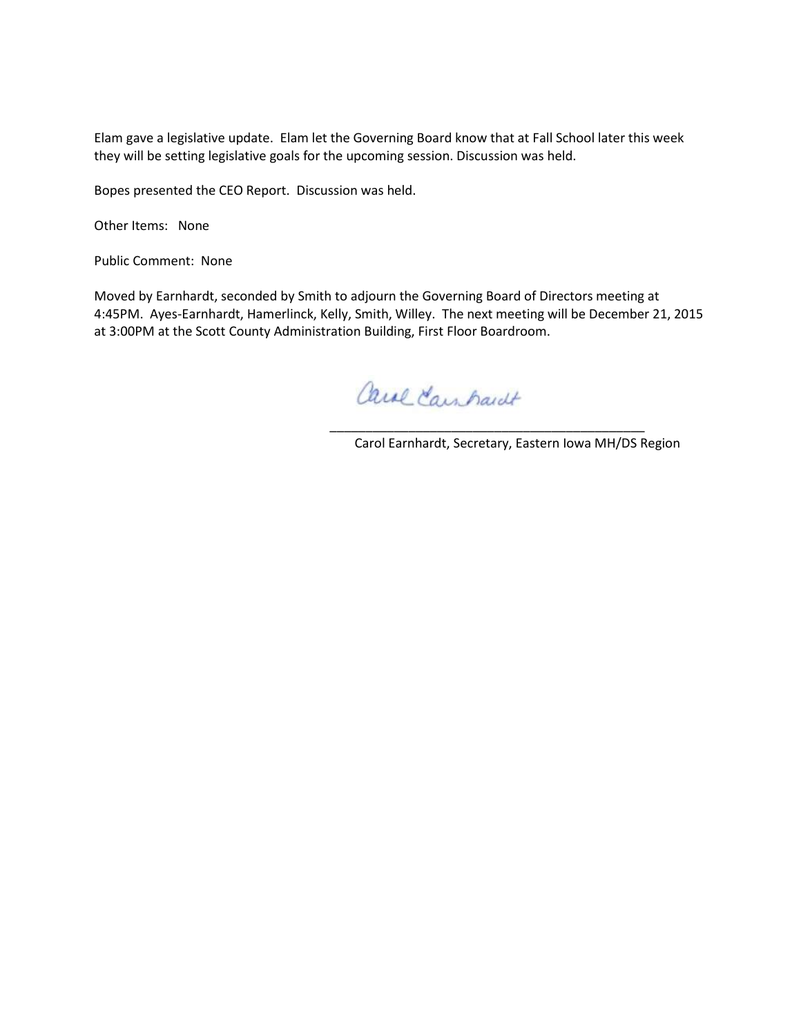Elam gave a legislative update. Elam let the Governing Board know that at Fall School later this week they will be setting legislative goals for the upcoming session. Discussion was held.

Bopes presented the CEO Report. Discussion was held.

Other Items: None

Public Comment: None

Moved by Earnhardt, seconded by Smith to adjourn the Governing Board of Directors meeting at 4:45PM. Ayes-Earnhardt, Hamerlinck, Kelly, Smith, Willey. The next meeting will be December 21, 2015 at 3:00PM at the Scott County Administration Building, First Floor Boardroom.

Carol Earnhardt

\_\_\_\_\_\_\_\_\_\_\_\_\_\_\_\_\_\_\_\_\_\_\_\_\_\_\_\_\_\_\_\_\_\_\_\_\_\_\_\_\_\_\_\_

Carol Earnhardt, Secretary, Eastern Iowa MH/DS Region